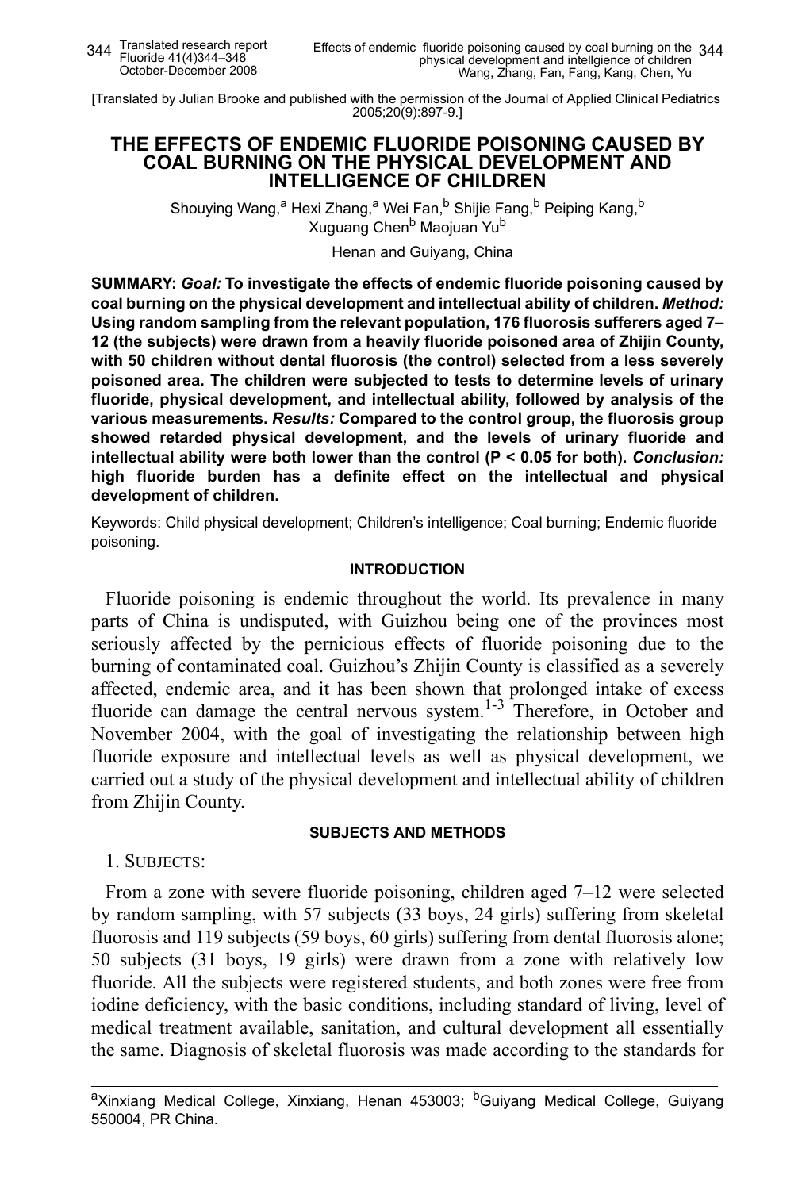[Translated by Julian Brooke and published with the permission of the Journal of Applied Clinical Pediatrics 2005;20(9):897-9.]

# THE EFFECTS OF ENDEMIC FLUORIDE POISONING CAUSED BY COAL BURNING ON THE PHYSICAL DEVELOPMENT AND INTELLIGENCE OF CHILDREN

Shouying Wang,[a] Hexi Zhang,[a] Wei Fan,[b] Shijie Fang,[b] Peiping Kang,[b] Xuguang Chen[b] Maojuan Yu[b]

Henan and Guiyang, China

**SUMMARY: *Goal:* To investigate the effects of endemic fluoride poisoning caused by coal burning on the physical development and intellectual ability of children. *Method:* Using random sampling from the relevant population, 176 fluorosis sufferers aged 7–12 (the subjects) were drawn from a heavily fluoride poisoned area of Zhijin County, with 50 children without dental fluorosis (the control) selected from a less severely poisoned area. The children were subjected to tests to determine levels of urinary fluoride, physical development, and intellectual ability, followed by analysis of the various measurements. *Results:* Compared to the control group, the fluorosis group showed retarded physical development, and the levels of urinary fluoride and intellectual ability were both lower than the control ($P < 0.05$ for both). *Conclusion:* high fluoride burden has a definite effect on the intellectual and physical development of children.**

Keywords: Child physical development; Children's intelligence; Coal burning; Endemic fluoride poisoning.

## INTRODUCTION

Fluoride poisoning is endemic throughout the world. Its prevalence in many parts of China is undisputed, with Guizhou being one of the provinces most seriously affected by the pernicious effects of fluoride poisoning due to the burning of contaminated coal. Guizhou's Zhijin County is classified as a severely affected, endemic area, and it has been shown that prolonged intake of excess fluoride can damage the central nervous system.[1-3] Therefore, in October and November 2004, with the goal of investigating the relationship between high fluoride exposure and intellectual levels as well as physical development, we carried out a study of the physical development and intellectual ability of children from Zhijin County.

## SUBJECTS AND METHODS

1. SUBJECTS:

From a zone with severe fluoride poisoning, children aged 7–12 were selected by random sampling, with 57 subjects (33 boys, 24 girls) suffering from skeletal fluorosis and 119 subjects (59 boys, 60 girls) suffering from dental fluorosis alone; 50 subjects (31 boys, 19 girls) were drawn from a zone with relatively low fluoride. All the subjects were registered students, and both zones were free from iodine deficiency, with the basic conditions, including standard of living, level of medical treatment available, sanitation, and cultural development all essentially the same. Diagnosis of skeletal fluorosis was made according to the standards for

---

[a]Xinxiang Medical College, Xinxiang, Henan 453003; [b]Guiyang Medical College, Guiyang 550004, PR China.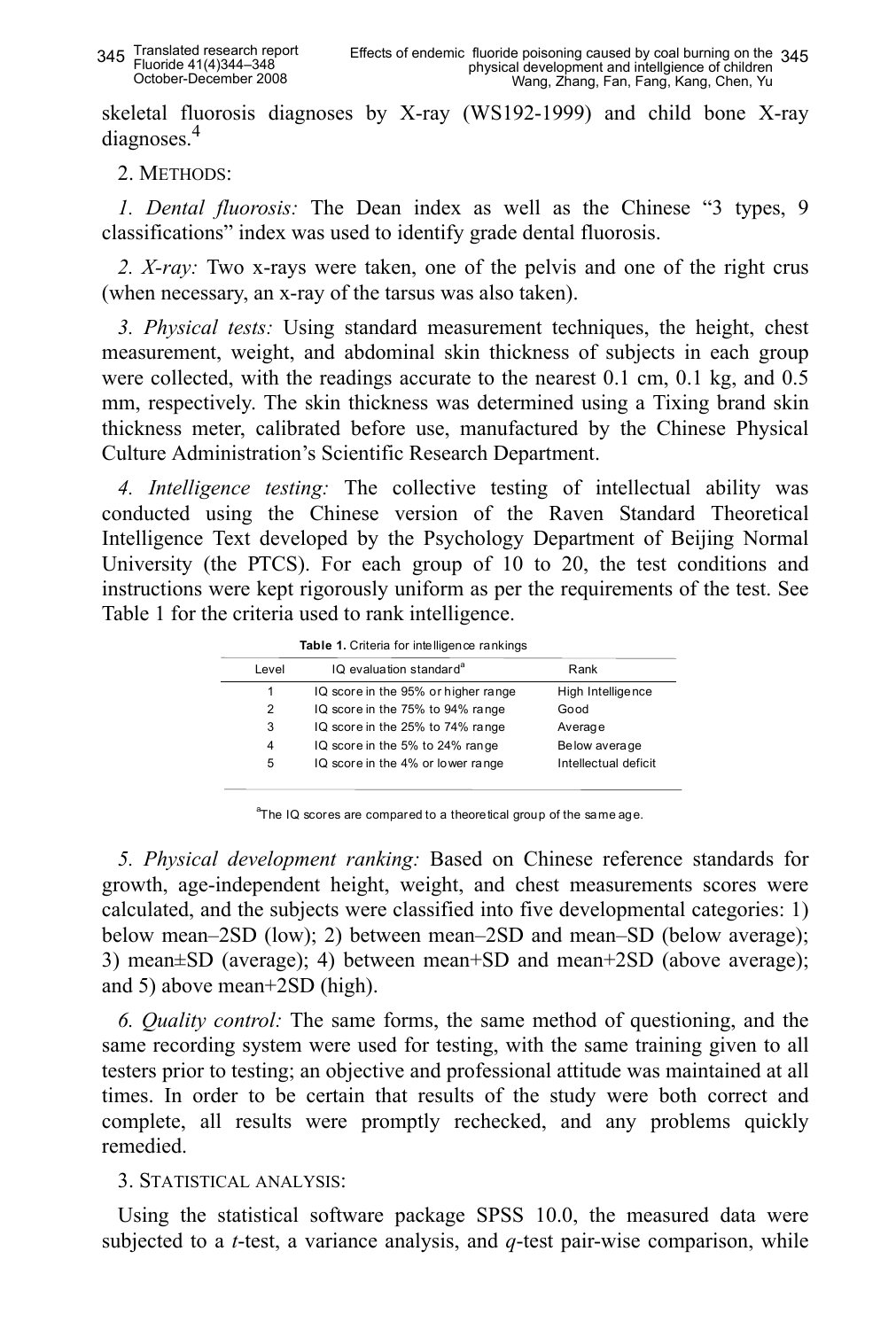skeletal fluorosis diagnoses by X-ray (WS192-1999) and child bone X-ray diagnoses.[4]

2. METHODS:

*1. Dental fluorosis:* The Dean index as well as the Chinese “3 types, 9 classifications” index was used to identify grade dental fluorosis.

*2. X-ray:* Two x-rays were taken, one of the pelvis and one of the right crus (when necessary, an x-ray of the tarsus was also taken).

*3. Physical tests:* Using standard measurement techniques, the height, chest measurement, weight, and abdominal skin thickness of subjects in each group were collected, with the readings accurate to the nearest 0.1 cm, 0.1 kg, and 0.5 mm, respectively. The skin thickness was determined using a Tixing brand skin thickness meter, calibrated before use, manufactured by the Chinese Physical Culture Administration’s Scientific Research Department.

*4. Intelligence testing:* The collective testing of intellectual ability was conducted using the Chinese version of the Raven Standard Theoretical Intelligence Text developed by the Psychology Department of Beijing Normal University (the PTCS). For each group of 10 to 20, the test conditions and instructions were kept rigorously uniform as per the requirements of the test. See Table 1 for the criteria used to rank intelligence.

**Table 1.** Criteria for intelligence rankings

| Level | IQ evaluation standard[a] | Rank |
|---|---|---|
| 1 | IQ score in the 95% or higher range | High Intelligence |
| 2 | IQ score in the 75% to 94% range | Good |
| 3 | IQ score in the 25% to 74% range | Average |
| 4 | IQ score in the 5% to 24% range | Below average |
| 5 | IQ score in the 4% or lower range | Intellectual deficit |

[a]The IQ scores are compared to a theoretical group of the same age.

*5. Physical development ranking:* Based on Chinese reference standards for growth, age-independent height, weight, and chest measurements scores were calculated, and the subjects were classified into five developmental categories: 1) below mean–2SD (low); 2) between mean–2SD and mean–SD (below average); 3) mean±SD (average); 4) between mean+SD and mean+2SD (above average); and 5) above mean+2SD (high).

*6. Quality control:* The same forms, the same method of questioning, and the same recording system were used for testing, with the same training given to all testers prior to testing; an objective and professional attitude was maintained at all times. In order to be certain that results of the study were both correct and complete, all results were promptly rechecked, and any problems quickly remedied.

3. STATISTICAL ANALYSIS:

Using the statistical software package SPSS 10.0, the measured data were subjected to a *t*-test, a variance analysis, and *q*-test pair-wise comparison, while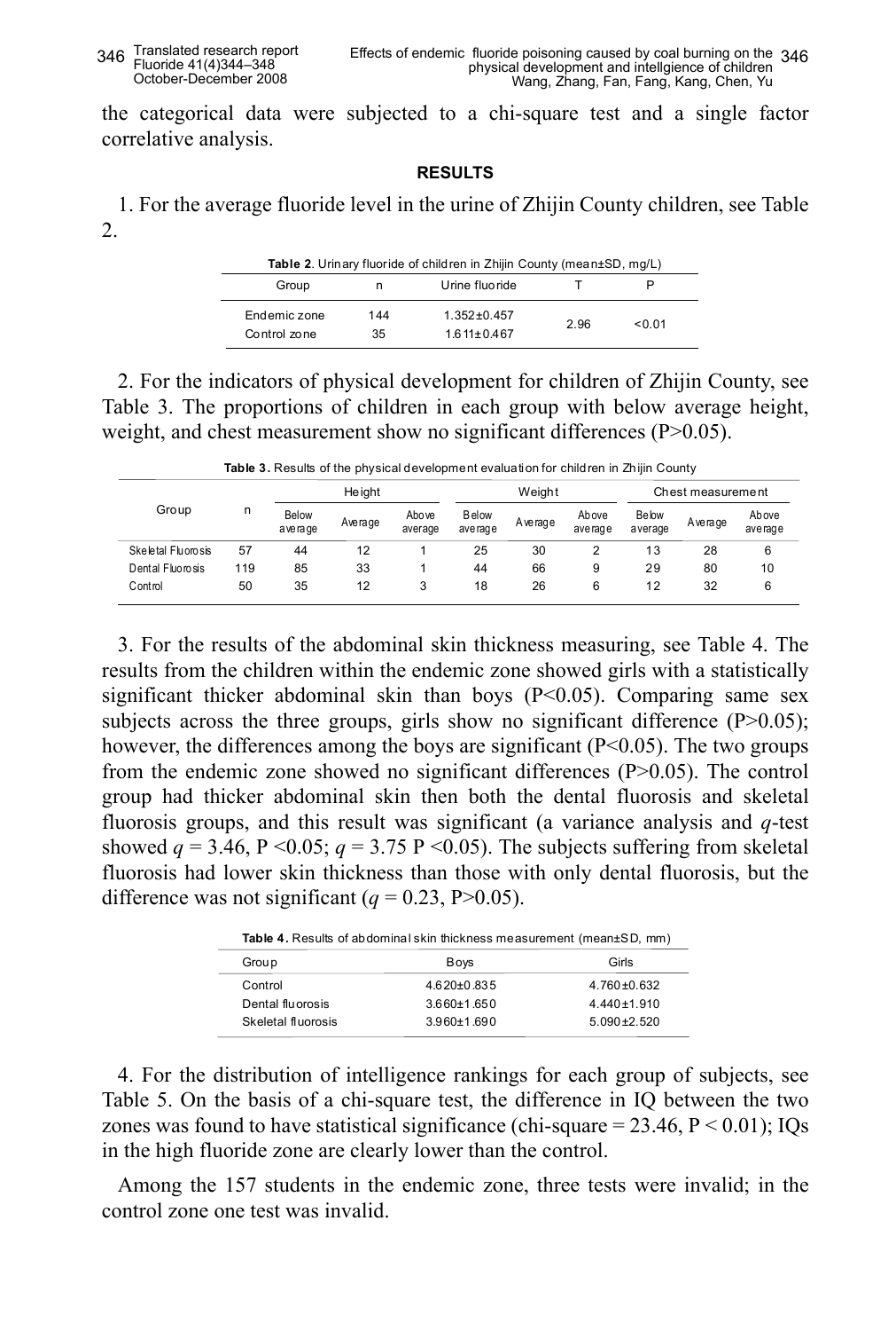the categorical data were subjected to a chi-square test and a single factor correlative analysis.

## RESULTS

1. For the average fluoride level in the urine of Zhijin County children, see Table 2.

**Table 2**. Urinary fluoride of children in Zhijin County (mean±SD, mg/L)

| Group | n | Urine fluoride | T | P |
|---|---|---|---|---|
| Endemic zone | 144 | 1.352±0.457 | 2.96 | <0.01 |
| Control zone | 35 | 1.611±0.467 | | |

2. For the indicators of physical development for children of Zhijin County, see Table 3. The proportions of children in each group with below average height, weight, and chest measurement show no significant differences (P>0.05).

**Table 3.** Results of the physical development evaluation for children in Zhijin County

| Group | n | Height | | | Weight | | | Chest measurement | | |
|---|---|---|---|---|---|---|---|---|---|---|
| | | Below average | Average | Above average | Below average | Average | Above average | Below average | Average | Above average |
| Skeletal Fluorosis | 57 | 44 | 12 | 1 | 25 | 30 | 2 | 13 | 28 | 6 |
| Dental Fluorosis | 119 | 85 | 33 | 1 | 44 | 66 | 9 | 29 | 80 | 10 |
| Control | 50 | 35 | 12 | 3 | 18 | 26 | 6 | 12 | 32 | 6 |

3. For the results of the abdominal skin thickness measuring, see Table 4. The results from the children within the endemic zone showed girls with a statistically significant thicker abdominal skin than boys (P<0.05). Comparing same sex subjects across the three groups, girls show no significant difference (P>0.05); however, the differences among the boys are significant (P<0.05). The two groups from the endemic zone showed no significant differences (P>0.05). The control group had thicker abdominal skin then both the dental fluorosis and skeletal fluorosis groups, and this result was significant (a variance analysis and *q*-test showed $q = 3.46$, P <0.05; $q = 3.75$ P <0.05). The subjects suffering from skeletal fluorosis had lower skin thickness than those with only dental fluorosis, but the difference was not significant ($q = 0.23$, P>0.05).

**Table 4.** Results of abdominal skin thickness measurement (mean±SD, mm)

| Group | Boys | Girls |
|---|---|---|
| Control | 4.620±0.835 | 4.760±0.632 |
| Dental fluorosis | 3.660±1.650 | 4.440±1.910 |
| Skeletal fluorosis | 3.960±1.690 | 5.090±2.520 |

4. For the distribution of intelligence rankings for each group of subjects, see Table 5. On the basis of a chi-square test, the difference in IQ between the two zones was found to have statistical significance (chi-square = 23.46, P < 0.01); IQs in the high fluoride zone are clearly lower than the control.

Among the 157 students in the endemic zone, three tests were invalid; in the control zone one test was invalid.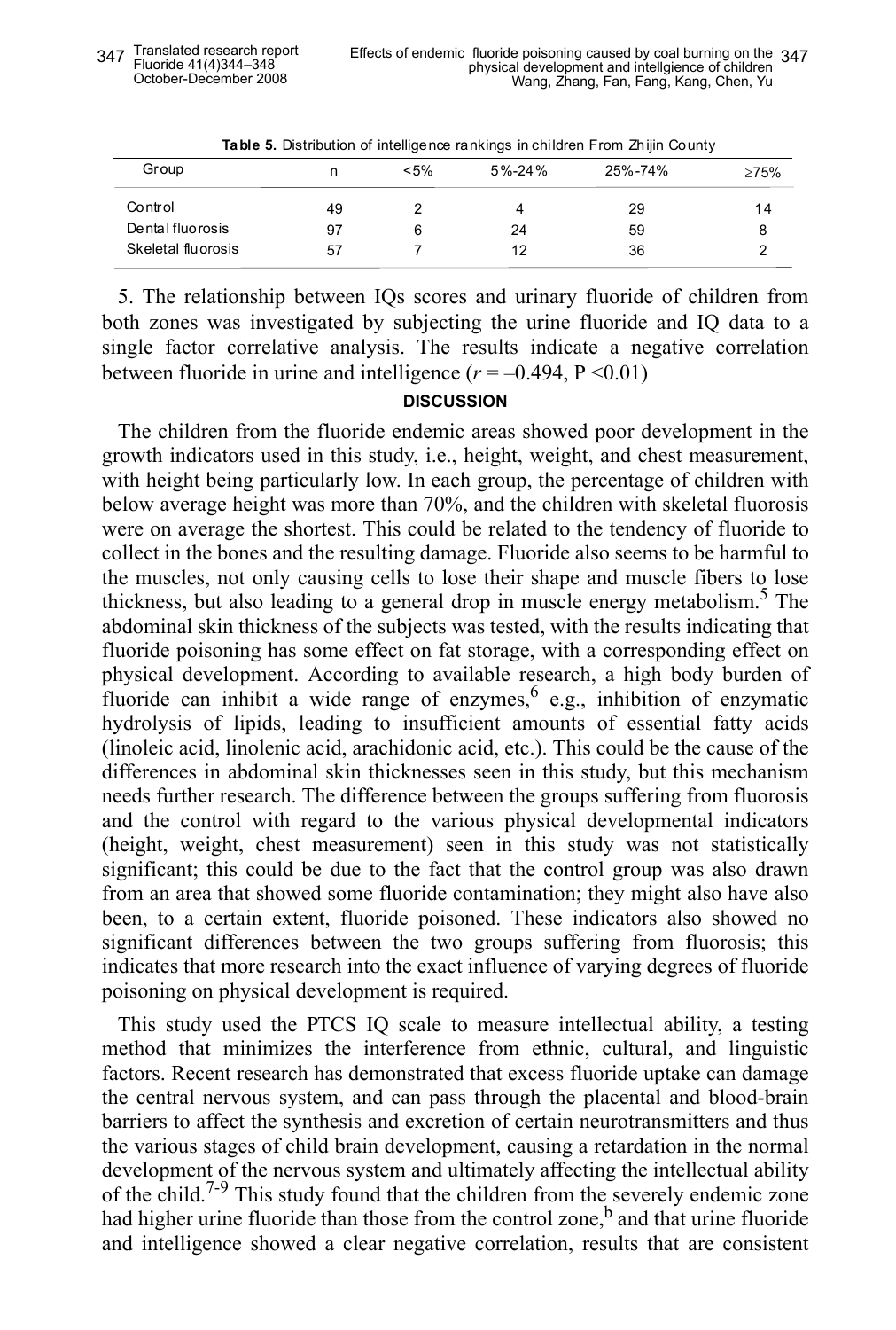**Table 5.** Distribution of intelligence rankings in children From Zhijin County

| Group | n | <5% | 5%-24% | 25%-74% | ≥75% |
|---|---|---|---|---|---|
| Control | 49 | 2 | 4 | 29 | 14 |
| Dental fluorosis | 97 | 6 | 24 | 59 | 8 |
| Skeletal fluorosis | 57 | 7 | 12 | 36 | 2 |

5. The relationship between IQs scores and urinary fluoride of children from both zones was investigated by subjecting the urine fluoride and IQ data to a single factor correlative analysis. The results indicate a negative correlation between fluoride in urine and intelligence ($r = -0.494$, $P < 0.01$)

## DISCUSSION

The children from the fluoride endemic areas showed poor development in the growth indicators used in this study, i.e., height, weight, and chest measurement, with height being particularly low. In each group, the percentage of children with below average height was more than 70%, and the children with skeletal fluorosis were on average the shortest. This could be related to the tendency of fluoride to collect in the bones and the resulting damage. Fluoride also seems to be harmful to the muscles, not only causing cells to lose their shape and muscle fibers to lose thickness, but also leading to a general drop in muscle energy metabolism.[5] The abdominal skin thickness of the subjects was tested, with the results indicating that fluoride poisoning has some effect on fat storage, with a corresponding effect on physical development. According to available research, a high body burden of fluoride can inhibit a wide range of enzymes,[6] e.g., inhibition of enzymatic hydrolysis of lipids, leading to insufficient amounts of essential fatty acids (linoleic acid, linolenic acid, arachidonic acid, etc.). This could be the cause of the differences in abdominal skin thicknesses seen in this study, but this mechanism needs further research. The difference between the groups suffering from fluorosis and the control with regard to the various physical developmental indicators (height, weight, chest measurement) seen in this study was not statistically significant; this could be due to the fact that the control group was also drawn from an area that showed some fluoride contamination; they might also have also been, to a certain extent, fluoride poisoned. These indicators also showed no significant differences between the two groups suffering from fluorosis; this indicates that more research into the exact influence of varying degrees of fluoride poisoning on physical development is required.

This study used the PTCS IQ scale to measure intellectual ability, a testing method that minimizes the interference from ethnic, cultural, and linguistic factors. Recent research has demonstrated that excess fluoride uptake can damage the central nervous system, and can pass through the placental and blood-brain barriers to affect the synthesis and excretion of certain neurotransmitters and thus the various stages of child brain development, causing a retardation in the normal development of the nervous system and ultimately affecting the intellectual ability of the child.[7-9] This study found that the children from the severely endemic zone had higher urine fluoride than those from the control zone,[b] and that urine fluoride and intelligence showed a clear negative correlation, results that are consistent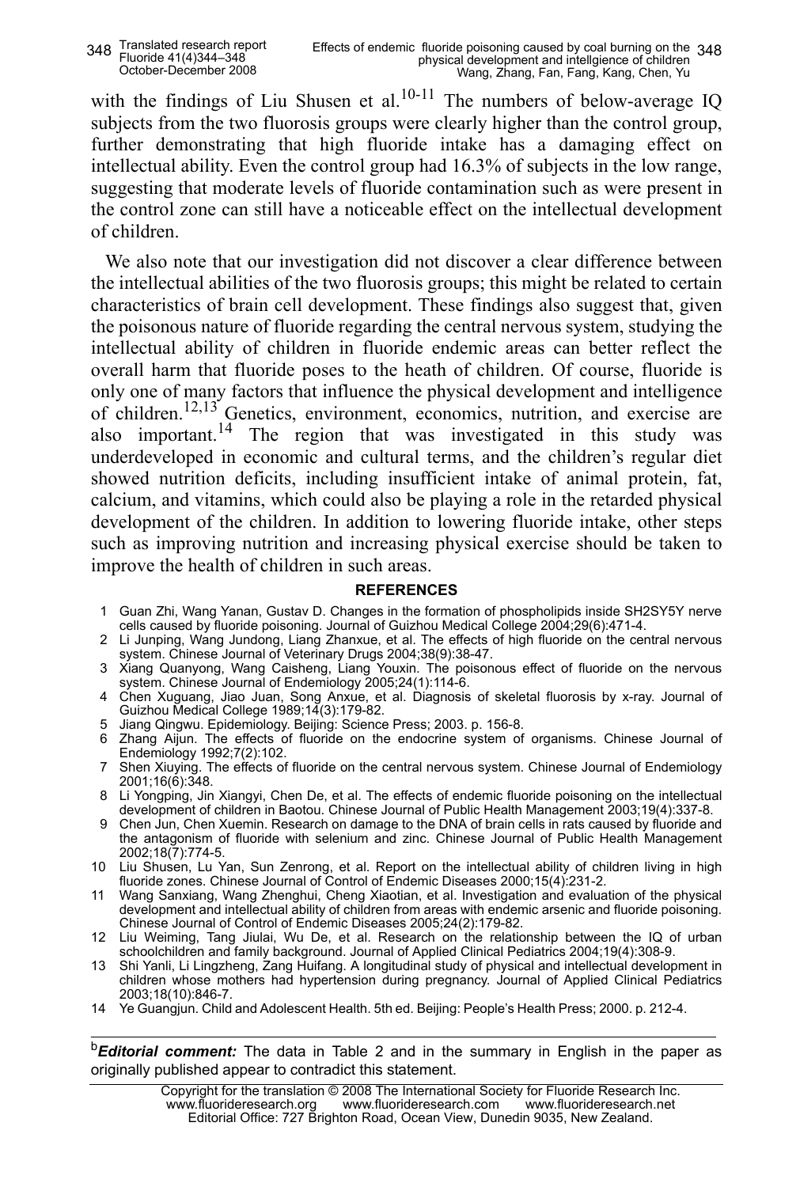with the findings of Liu Shusen et al.[10-11] The numbers of below-average IQ subjects from the two fluorosis groups were clearly higher than the control group, further demonstrating that high fluoride intake has a damaging effect on intellectual ability. Even the control group had 16.3% of subjects in the low range, suggesting that moderate levels of fluoride contamination such as were present in the control zone can still have a noticeable effect on the intellectual development of children.

We also note that our investigation did not discover a clear difference between the intellectual abilities of the two fluorosis groups; this might be related to certain characteristics of brain cell development. These findings also suggest that, given the poisonous nature of fluoride regarding the central nervous system, studying the intellectual ability of children in fluoride endemic areas can better reflect the overall harm that fluoride poses to the heath of children. Of course, fluoride is only one of many factors that influence the physical development and intelligence of children.[12,13] Genetics, environment, economics, nutrition, and exercise are also important.[14] The region that was investigated in this study was underdeveloped in economic and cultural terms, and the children's regular diet showed nutrition deficits, including insufficient intake of animal protein, fat, calcium, and vitamins, which could also be playing a role in the retarded physical development of the children. In addition to lowering fluoride intake, other steps such as improving nutrition and increasing physical exercise should be taken to improve the health of children in such areas.

## REFERENCES

1. Guan Zhi, Wang Yanan, Gustav D. Changes in the formation of phospholipids inside SH2SY5Y nerve cells caused by fluoride poisoning. Journal of Guizhou Medical College 2004;29(6):471-4.
2. Li Junping, Wang Jundong, Liang Zhanxue, et al. The effects of high fluoride on the central nervous system. Chinese Journal of Veterinary Drugs 2004;38(9):38-47.
3. Xiang Quanyong, Wang Caisheng, Liang Youxin. The poisonous effect of fluoride on the nervous system. Chinese Journal of Endemiology 2005;24(1):114-6.
4. Chen Xuguang, Jiao Juan, Song Anxue, et al. Diagnosis of skeletal fluorosis by x-ray. Journal of Guizhou Medical College 1989;14(3):179-82.
5. Jiang Qingwu. Epidemiology. Beijing: Science Press; 2003. p. 156-8.
6. Zhang Aijun. The effects of fluoride on the endocrine system of organisms. Chinese Journal of Endemiology 1992;7(2):102.
7. Shen Xiuying. The effects of fluoride on the central nervous system. Chinese Journal of Endemiology 2001;16(6):348.
8. Li Yongping, Jin Xiangyi, Chen De, et al. The effects of endemic fluoride poisoning on the intellectual development of children in Baotou. Chinese Journal of Public Health Management 2003;19(4):337-8.
9. Chen Jun, Chen Xuemin. Research on damage to the DNA of brain cells in rats caused by fluoride and the antagonism of fluoride with selenium and zinc. Chinese Journal of Public Health Management 2002;18(7):774-5.
10. Liu Shusen, Lu Yan, Sun Zenrong, et al. Report on the intellectual ability of children living in high fluoride zones. Chinese Journal of Control of Endemic Diseases 2000;15(4):231-2.
11. Wang Sanxiang, Wang Zhenghui, Cheng Xiaotian, et al. Investigation and evaluation of the physical development and intellectual ability of children from areas with endemic arsenic and fluoride poisoning. Chinese Journal of Control of Endemic Diseases 2005;24(2):179-82.
12. Liu Weiming, Tang Jiulai, Wu De, et al. Research on the relationship between the IQ of urban schoolchildren and family background. Journal of Applied Clinical Pediatrics 2004;19(4):308-9.
13. Shi Yanli, Li Lingzheng, Zang Huifang. A longitudinal study of physical and intellectual development in children whose mothers had hypertension during pregnancy. Journal of Applied Clinical Pediatrics 2003;18(10):846-7.
14. Ye Guangjun. Child and Adolescent Health. 5th ed. Beijing: People's Health Press; 2000. p. 212-4.

---

[b]***Editorial comment:*** The data in Table 2 and in the summary in English in the paper as originally published appear to contradict this statement.

Copyright for the translation © 2008 The International Society for Fluoride Research Inc. www.fluorideresearch.org www.fluorideresearch.com www.fluorideresearch.net Editorial Office: 727 Brighton Road, Ocean View, Dunedin 9035, New Zealand.